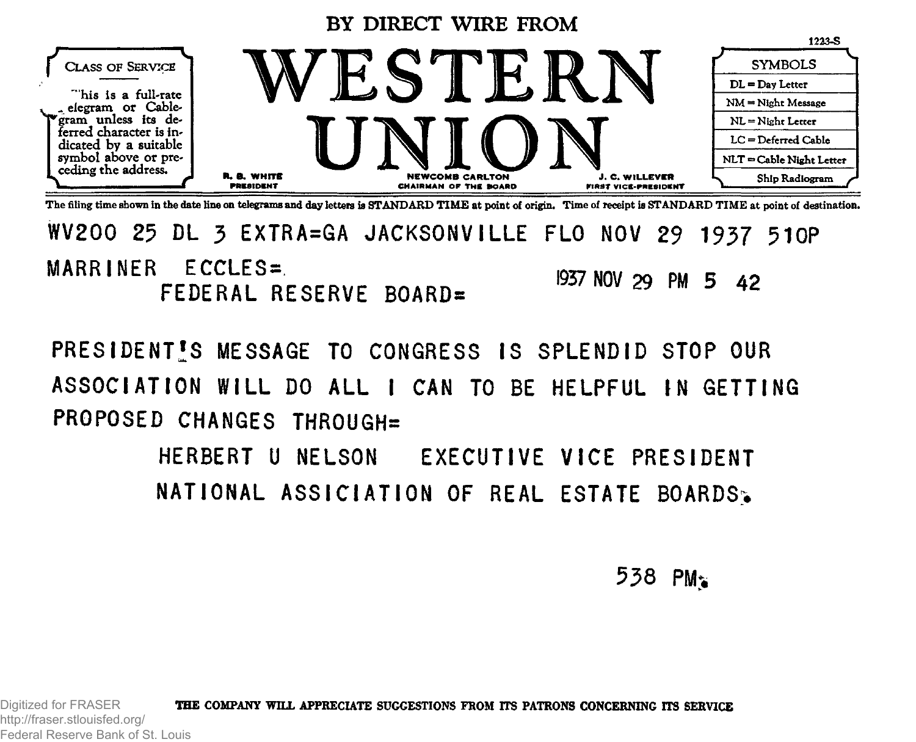BY DIRECT WIRE FROM

# WESTERN UNION

R. B. WHITE, PRESIDENT — NEWCOMB CARLTON, CHAIRMAN OF THE BOARD — J. C. WILLEVER, FIRST VICE-PRESIDENT

1223-S

**CLASS OF SERVICE**

This is a full-rate Telegram or Cablegram unless its deferred character is indicated by a suitable symbol above or preceding the address.

| SYMBOLS |
|---|
| DL = Day Letter |
| NM = Night Message |
| NL = Night Letter |
| LC = Deferred Cable |
| NLT = Cable Night Letter |
| Ship Radiogram |

The filing time shown in the date line on telegrams and day letters is STANDARD TIME at point of origin. Time of receipt is STANDARD TIME at point of destination.

WV200 25 DL 3 EXTRA=GA JACKSONVILLE FLO NOV 29 1937 510P

MARRINER ECCLES=

FEDERAL RESERVE BOARD=

1937 NOV 29 PM 5 42

PRESIDENT'S MESSAGE TO CONGRESS IS SPLENDID STOP OUR ASSOCIATION WILL DO ALL I CAN TO BE HELPFUL IN GETTING PROPOSED CHANGES THROUGH=

HERBERT U NELSON EXECUTIVE VICE PRESIDENT
NATIONAL ASSICIATION OF REAL ESTATE BOARDS.

538 PM.

THE COMPANY WILL APPRECIATE SUGGESTIONS FROM ITS PATRONS CONCERNING ITS SERVICE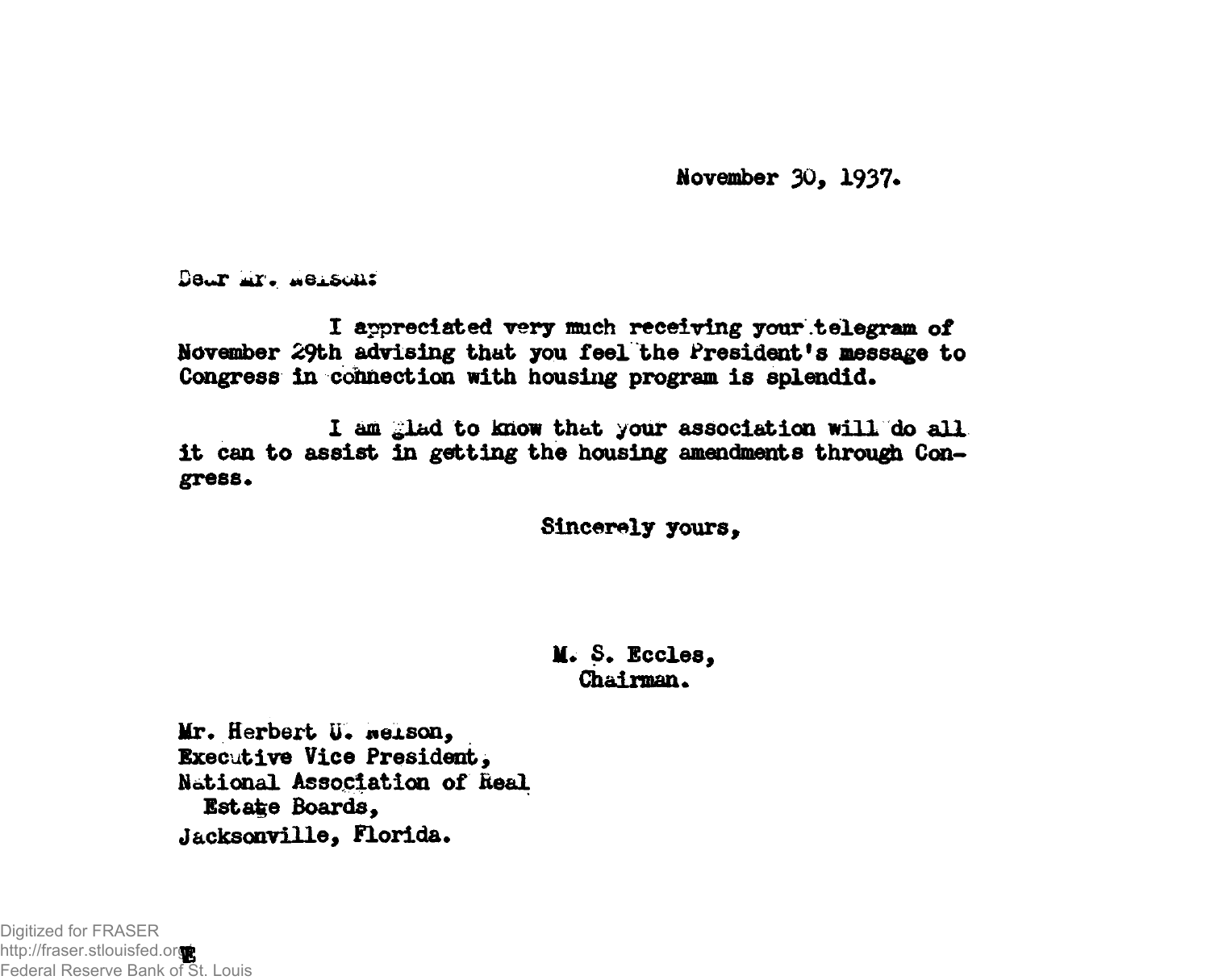November 30, 1937.

Dear Mr. Nelson:

I appreciated very much receiving your telegram of November 29th advising that you feel the President's message to Congress in connection with housing program is splendid.

I am glad to know that your association will do all it can to assist in getting the housing amendments through Congress.

Sincerely yours,

M. S. Eccles,
Chairman.

Mr. Herbert U. Nelson,
Executive Vice President,
National Association of Real
Estate Boards,
Jacksonville, Florida.